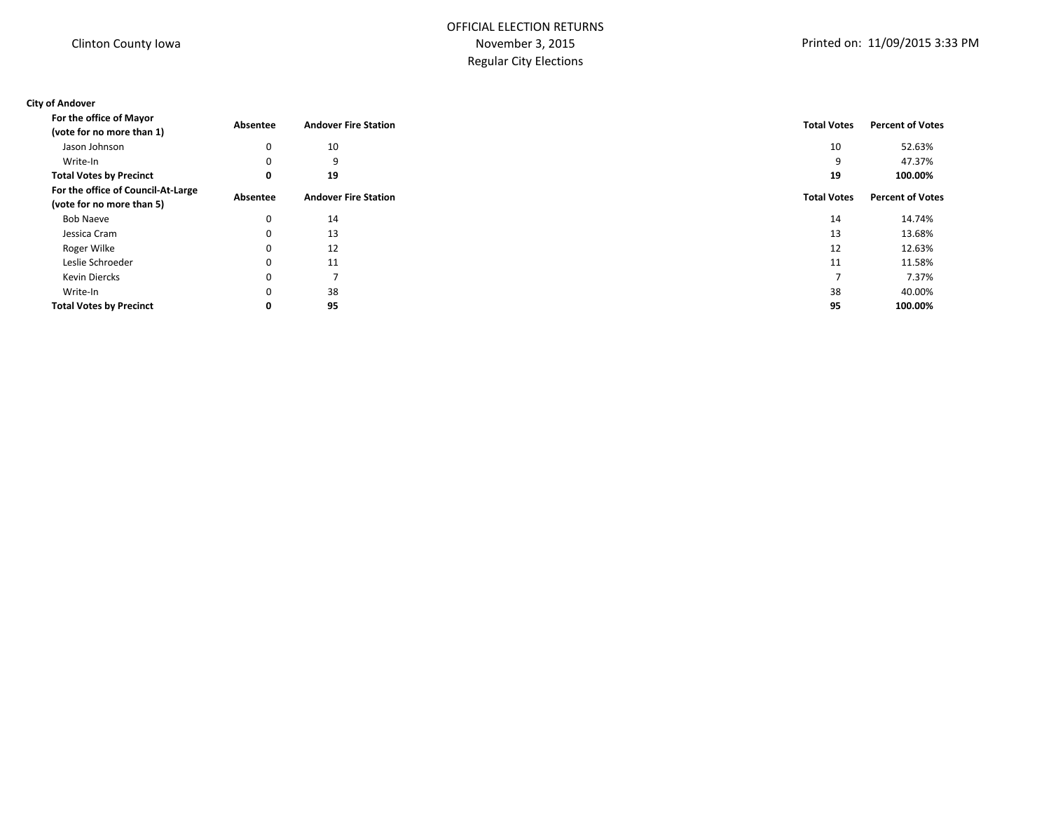Clinton County Iowa

# OFFICIAL ELECTION RETURNS
November 3, 2015
Regular City Elections

Printed on: 11/09/2015 3:33 PM

**City of Andover**

| For the office of Mayor (vote for no more than 1) | Absentee | Andover Fire Station | Total Votes | Percent of Votes |
|---|---|---|---|---|
| Jason Johnson | 0 | 10 | 10 | 52.63% |
| Write-In | 0 | 9 | 9 | 47.37% |
| **Total Votes by Precinct** | **0** | **19** | **19** | **100.00%** |

| For the office of Council-At-Large (vote for no more than 5) | Absentee | Andover Fire Station | Total Votes | Percent of Votes |
|---|---|---|---|---|
| Bob Naeve | 0 | 14 | 14 | 14.74% |
| Jessica Cram | 0 | 13 | 13 | 13.68% |
| Roger Wilke | 0 | 12 | 12 | 12.63% |
| Leslie Schroeder | 0 | 11 | 11 | 11.58% |
| Kevin Diercks | 0 | 7 | 7 | 7.37% |
| Write-In | 0 | 38 | 38 | 40.00% |
| **Total Votes by Precinct** | **0** | **95** | **95** | **100.00%** |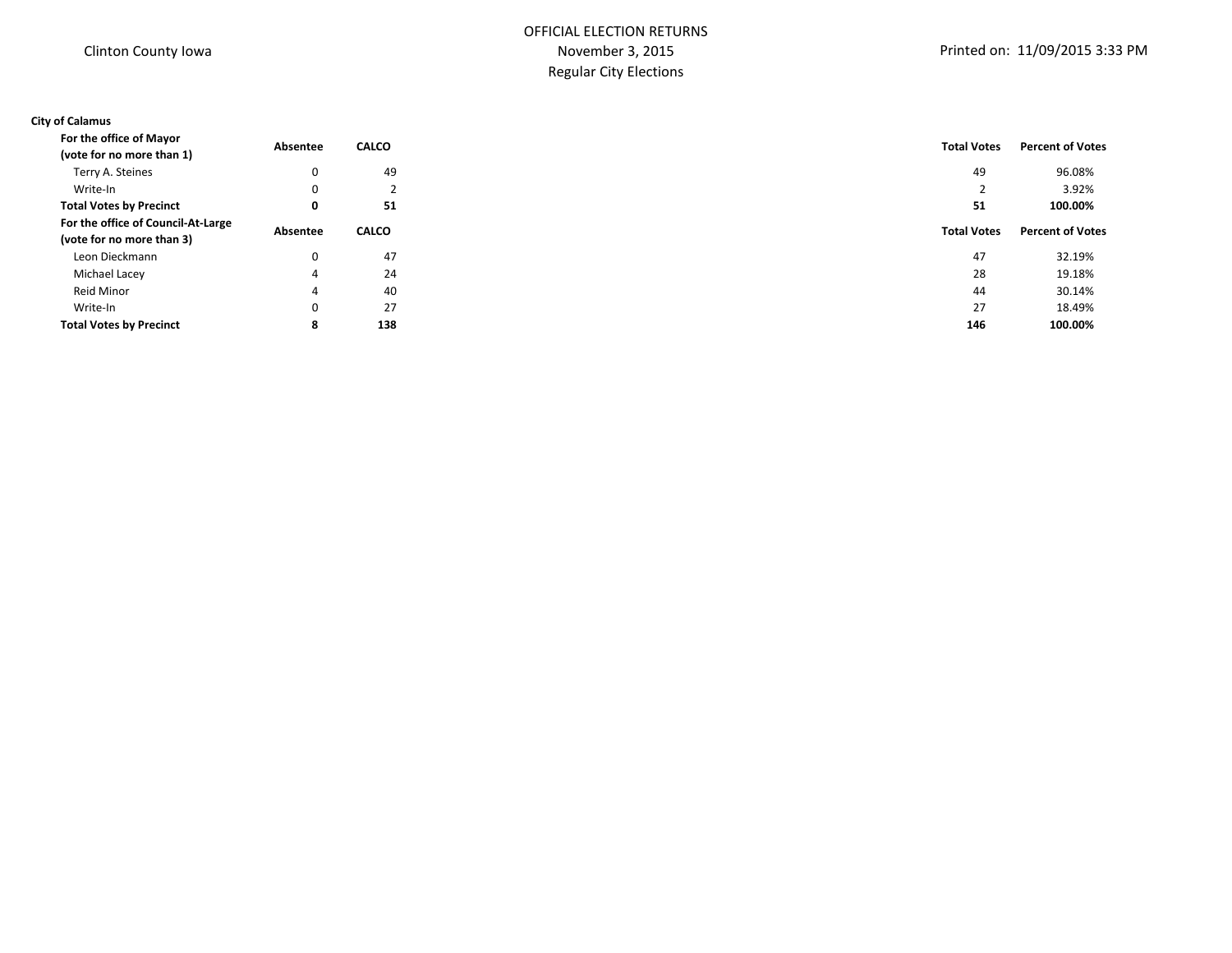Clinton County Iowa

# OFFICIAL ELECTION RETURNS
November 3, 2015
Regular City Elections

Printed on: 11/09/2015 3:33 PM

**City of Calamus**

| **For the office of Mayor (vote for no more than 1)** | **Absentee** | **CALCO** | **Total Votes** | **Percent of Votes** |
|---|---|---|---|---|
| Terry A. Steines | 0 | 49 | 49 | 96.08% |
| Write-In | 0 | 2 | 2 | 3.92% |
| **Total Votes by Precinct** | **0** | **51** | **51** | **100.00%** |

| **For the office of Council-At-Large (vote for no more than 3)** | **Absentee** | **CALCO** | **Total Votes** | **Percent of Votes** |
|---|---|---|---|---|
| Leon Dieckmann | 0 | 47 | 47 | 32.19% |
| Michael Lacey | 4 | 24 | 28 | 19.18% |
| Reid Minor | 4 | 40 | 44 | 30.14% |
| Write-In | 0 | 27 | 27 | 18.49% |
| **Total Votes by Precinct** | **8** | **138** | **146** | **100.00%** |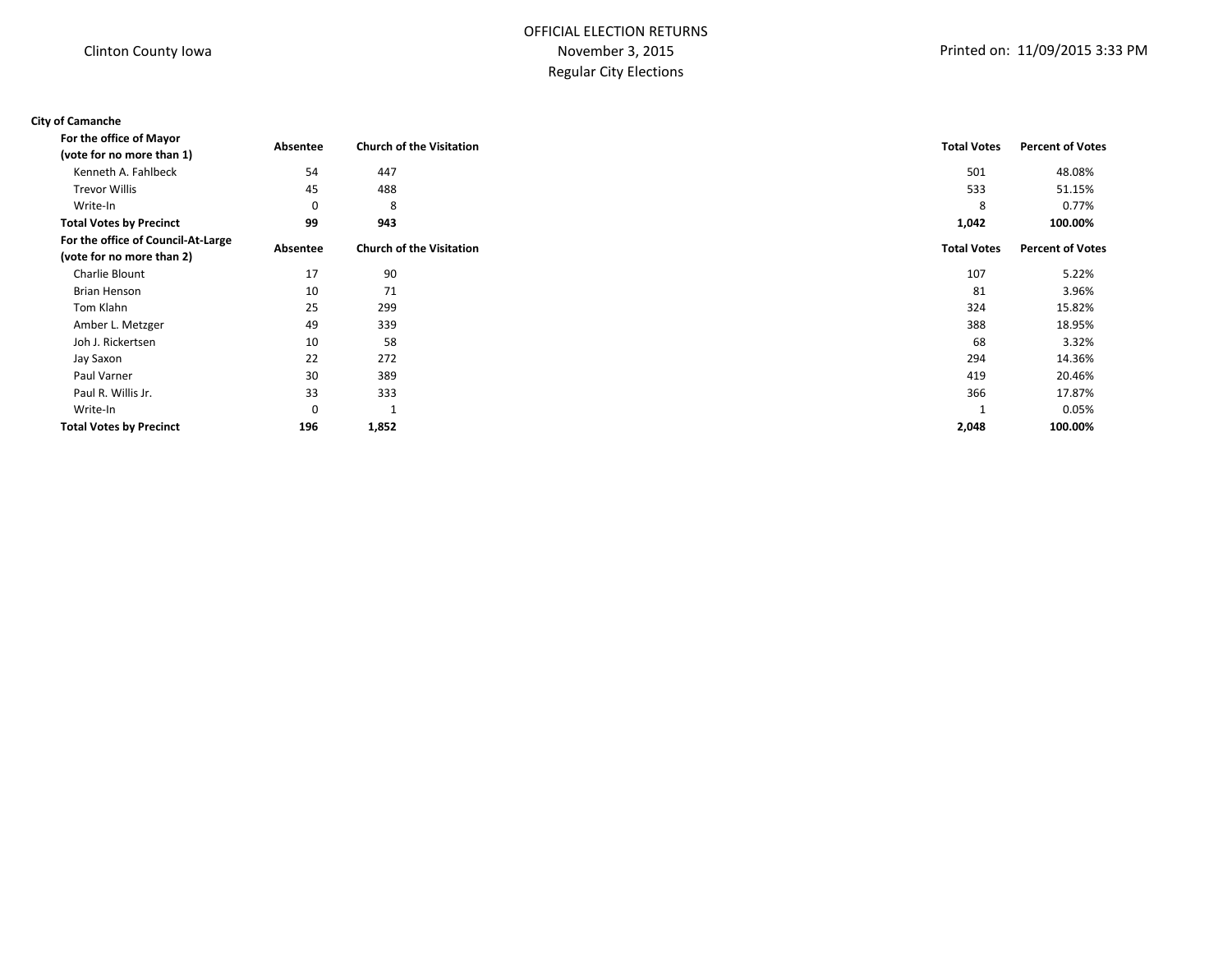Clinton County Iowa

OFFICIAL ELECTION RETURNS
November 3, 2015
Regular City Elections

Printed on: 11/09/2015 3:33 PM

**City of Camanche**

| For the office of Mayor (vote for no more than 1) | Absentee | Church of the Visitation | Total Votes | Percent of Votes |
|---|---|---|---|---|
| Kenneth A. Fahlbeck | 54 | 447 | 501 | 48.08% |
| Trevor Willis | 45 | 488 | 533 | 51.15% |
| Write-In | 0 | 8 | 8 | 0.77% |
| **Total Votes by Precinct** | **99** | **943** | **1,042** | **100.00%** |

| For the office of Council-At-Large (vote for no more than 2) | Absentee | Church of the Visitation | Total Votes | Percent of Votes |
|---|---|---|---|---|
| Charlie Blount | 17 | 90 | 107 | 5.22% |
| Brian Henson | 10 | 71 | 81 | 3.96% |
| Tom Klahn | 25 | 299 | 324 | 15.82% |
| Amber L. Metzger | 49 | 339 | 388 | 18.95% |
| Joh J. Rickertsen | 10 | 58 | 68 | 3.32% |
| Jay Saxon | 22 | 272 | 294 | 14.36% |
| Paul Varner | 30 | 389 | 419 | 20.46% |
| Paul R. Willis Jr. | 33 | 333 | 366 | 17.87% |
| Write-In | 0 | 1 | 1 | 0.05% |
| **Total Votes by Precinct** | **196** | **1,852** | **2,048** | **100.00%** |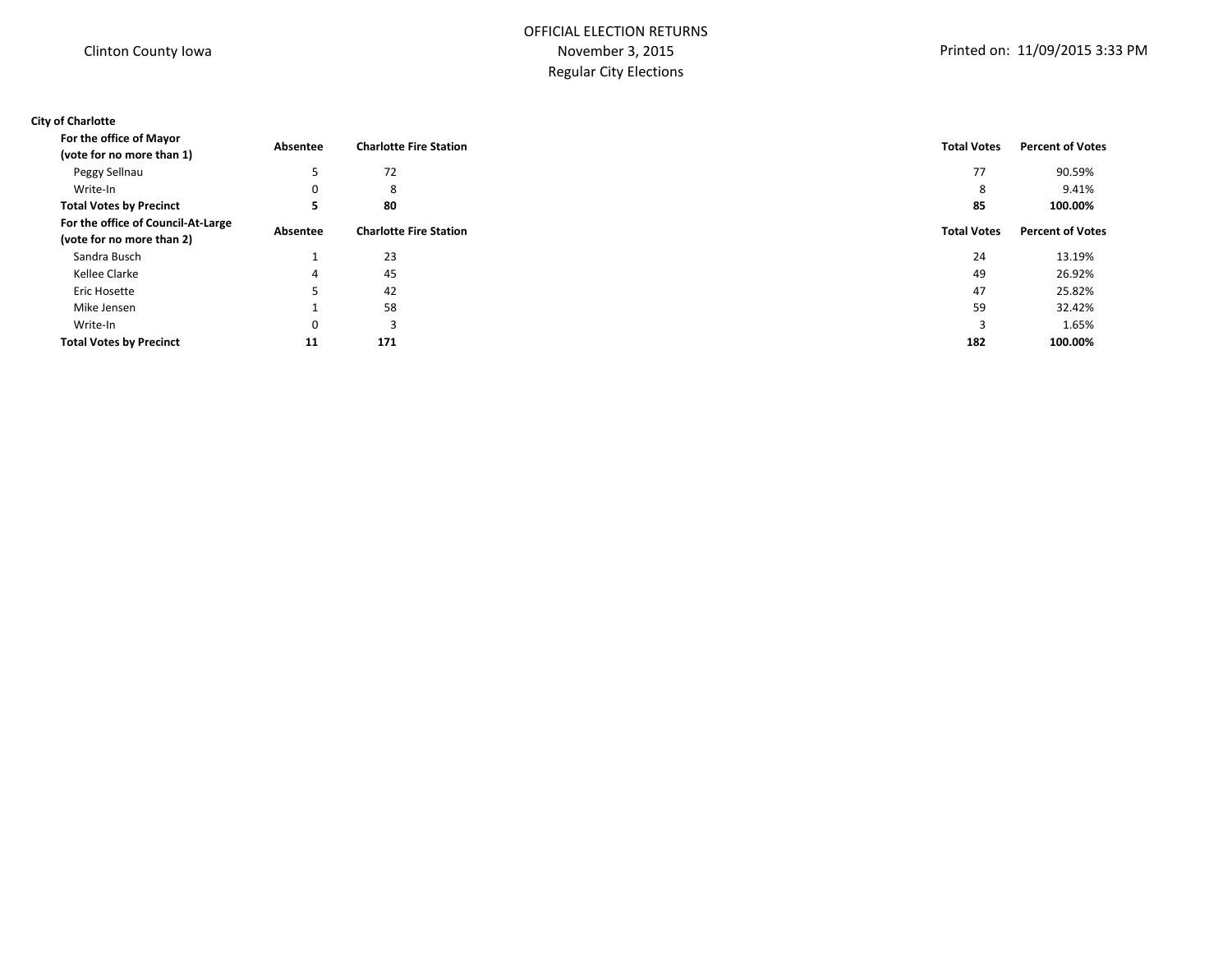Clinton County Iowa

OFFICIAL ELECTION RETURNS
November 3, 2015
Regular City Elections

Printed on: 11/09/2015 3:33 PM

**City of Charlotte**

| **For the office of Mayor (vote for no more than 1)** | **Absentee** | **Charlotte Fire Station** | **Total Votes** | **Percent of Votes** |
|---|---|---|---|---|
| Peggy Sellnau | 5 | 72 | 77 | 90.59% |
| Write-In | 0 | 8 | 8 | 9.41% |
| **Total Votes by Precinct** | **5** | **80** | **85** | **100.00%** |

| **For the office of Council-At-Large (vote for no more than 2)** | **Absentee** | **Charlotte Fire Station** | **Total Votes** | **Percent of Votes** |
|---|---|---|---|---|
| Sandra Busch | 1 | 23 | 24 | 13.19% |
| Kellee Clarke | 4 | 45 | 49 | 26.92% |
| Eric Hosette | 5 | 42 | 47 | 25.82% |
| Mike Jensen | 1 | 58 | 59 | 32.42% |
| Write-In | 0 | 3 | 3 | 1.65% |
| **Total Votes by Precinct** | **11** | **171** | **182** | **100.00%** |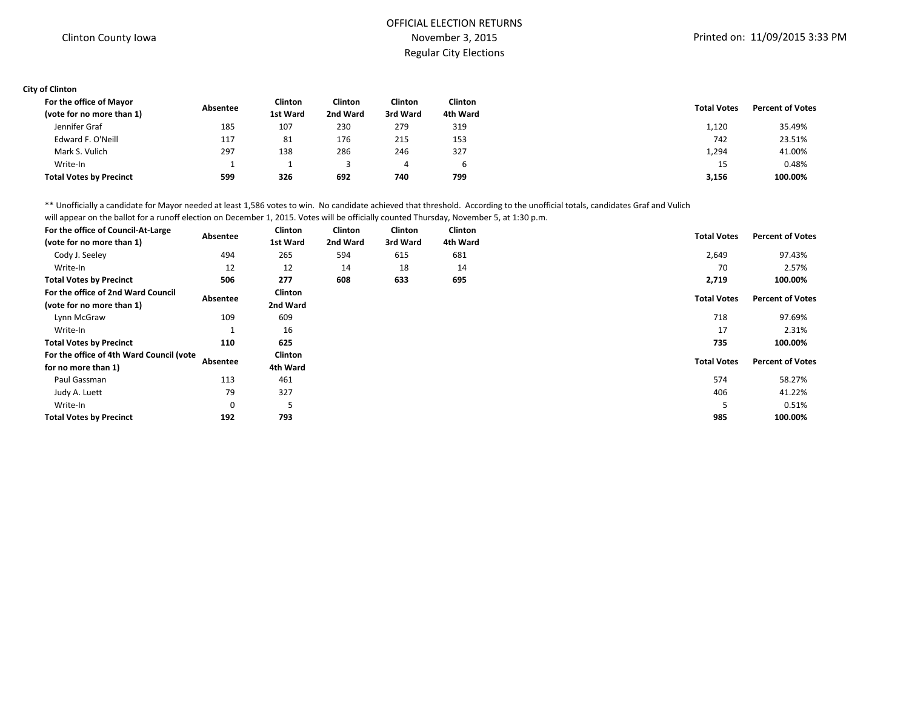Clinton County Iowa

# OFFICIAL ELECTION RETURNS

November 3, 2015

Regular City Elections

Printed on: 11/09/2015 3:33 PM

**City of Clinton**

| For the office of Mayor (vote for no more than 1) | Absentee | Clinton 1st Ward | Clinton 2nd Ward | Clinton 3rd Ward | Clinton 4th Ward | Total Votes | Percent of Votes |
|---|---|---|---|---|---|---|---|
| Jennifer Graf | 185 | 107 | 230 | 279 | 319 | 1,120 | 35.49% |
| Edward F. O'Neill | 117 | 81 | 176 | 215 | 153 | 742 | 23.51% |
| Mark S. Vulich | 297 | 138 | 286 | 246 | 327 | 1,294 | 41.00% |
| Write-In | 1 | 1 | 3 | 4 | 6 | 15 | 0.48% |
| **Total Votes by Precinct** | **599** | **326** | **692** | **740** | **799** | **3,156** | **100.00%** |

** Unofficially a candidate for Mayor needed at least 1,586 votes to win. No candidate achieved that threshold. According to the unofficial totals, candidates Graf and Vulich will appear on the ballot for a runoff election on December 1, 2015. Votes will be officially counted Thursday, November 5, at 1:30 p.m.

| For the office of Council-At-Large (vote for no more than 1) | Absentee | Clinton 1st Ward | Clinton 2nd Ward | Clinton 3rd Ward | Clinton 4th Ward | Total Votes | Percent of Votes |
|---|---|---|---|---|---|---|---|
| Cody J. Seeley | 494 | 265 | 594 | 615 | 681 | 2,649 | 97.43% |
| Write-In | 12 | 12 | 14 | 18 | 14 | 70 | 2.57% |
| **Total Votes by Precinct** | **506** | **277** | **608** | **633** | **695** | **2,719** | **100.00%** |

| For the office of 2nd Ward Council (vote for no more than 1) | Absentee | Clinton 2nd Ward | Total Votes | Percent of Votes |
|---|---|---|---|---|
| Lynn McGraw | 109 | 609 | 718 | 97.69% |
| Write-In | 1 | 16 | 17 | 2.31% |
| **Total Votes by Precinct** | **110** | **625** | **735** | **100.00%** |

| For the office of 4th Ward Council (vote for no more than 1) | Absentee | Clinton 4th Ward | Total Votes | Percent of Votes |
|---|---|---|---|---|
| Paul Gassman | 113 | 461 | 574 | 58.27% |
| Judy A. Luett | 79 | 327 | 406 | 41.22% |
| Write-In | 0 | 5 | 5 | 0.51% |
| **Total Votes by Precinct** | **192** | **793** | **985** | **100.00%** |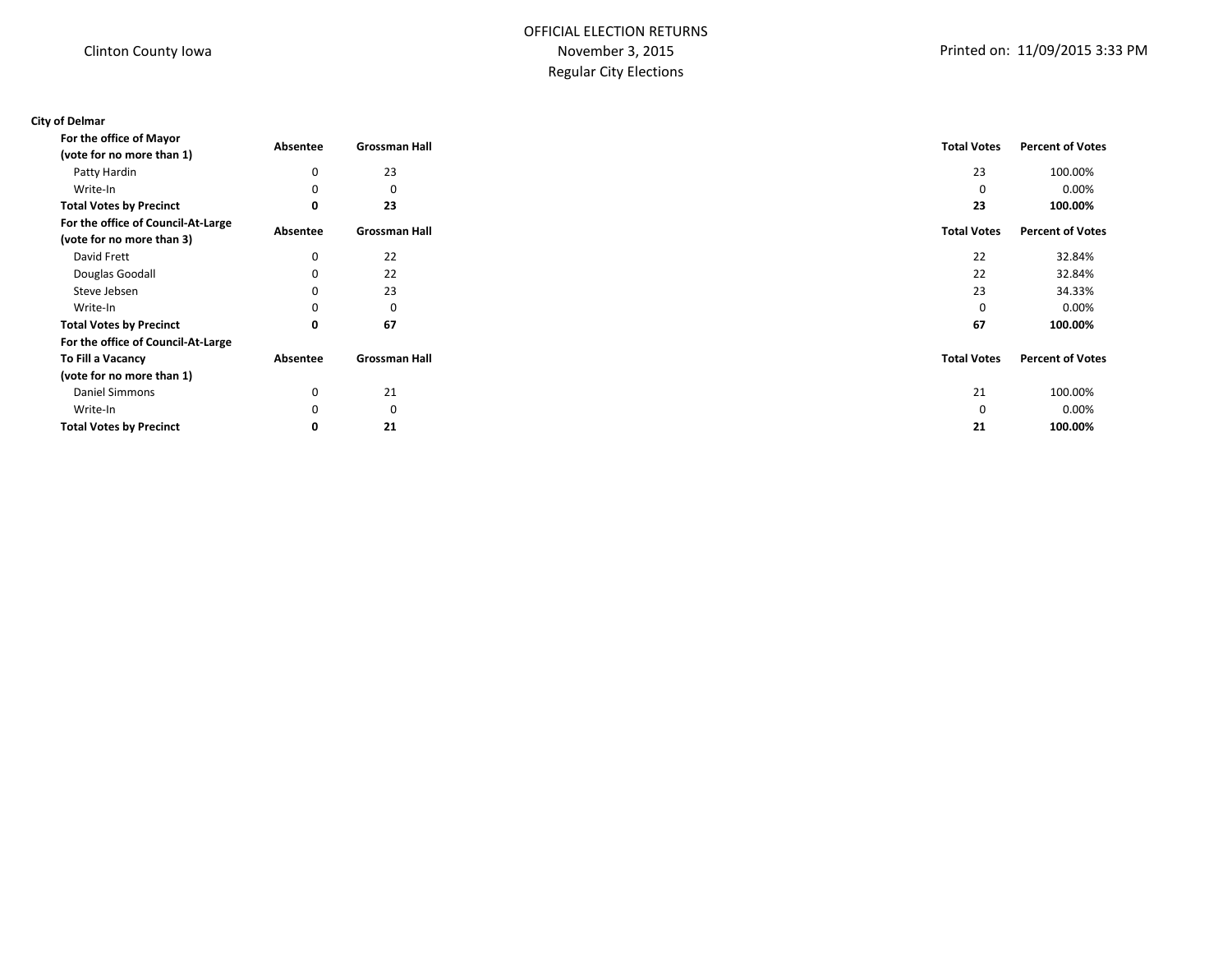Clinton County Iowa

OFFICIAL ELECTION RETURNS
November 3, 2015
Regular City Elections

Printed on: 11/09/2015 3:33 PM

**City of Delmar**

| For the office of Mayor (vote for no more than 1) | Absentee | Grossman Hall | Total Votes | Percent of Votes |
|---|---|---|---|---|
| Patty Hardin | 0 | 23 | 23 | 100.00% |
| Write-In | 0 | 0 | 0 | 0.00% |
| **Total Votes by Precinct** | **0** | **23** | **23** | **100.00%** |

| For the office of Council-At-Large (vote for no more than 3) | Absentee | Grossman Hall | Total Votes | Percent of Votes |
|---|---|---|---|---|
| David Frett | 0 | 22 | 22 | 32.84% |
| Douglas Goodall | 0 | 22 | 22 | 32.84% |
| Steve Jebsen | 0 | 23 | 23 | 34.33% |
| Write-In | 0 | 0 | 0 | 0.00% |
| **Total Votes by Precinct** | **0** | **67** | **67** | **100.00%** |

| For the office of Council-At-Large To Fill a Vacancy (vote for no more than 1) | Absentee | Grossman Hall | Total Votes | Percent of Votes |
|---|---|---|---|---|
| Daniel Simmons | 0 | 21 | 21 | 100.00% |
| Write-In | 0 | 0 | 0 | 0.00% |
| **Total Votes by Precinct** | **0** | **21** | **21** | **100.00%** |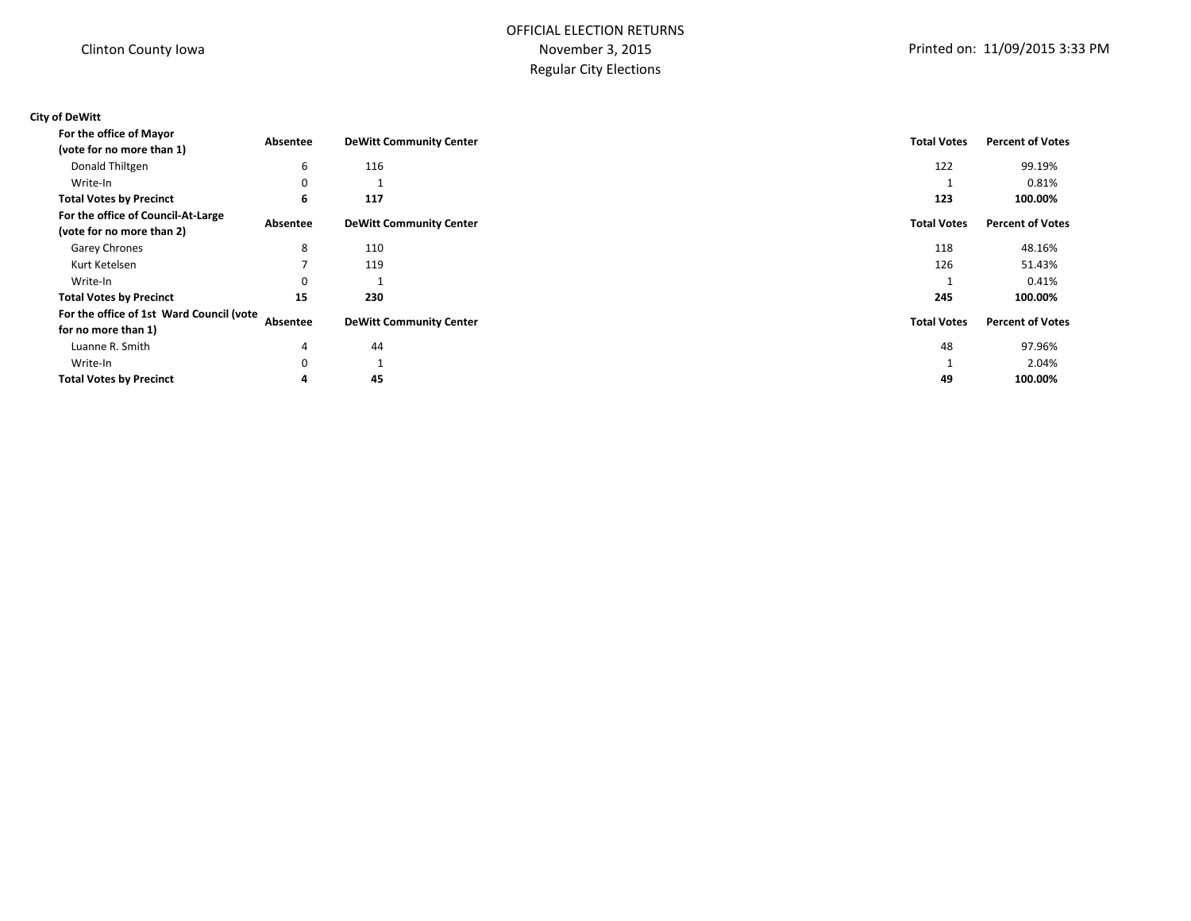Clinton County Iowa

# OFFICIAL ELECTION RETURNS
November 3, 2015
Regular City Elections

Printed on: 11/09/2015 3:33 PM

**City of DeWitt**

| **For the office of Mayor (vote for no more than 1)** | **Absentee** | **DeWitt Community Center** | **Total Votes** | **Percent of Votes** |
|---|---|---|---|---|
| Donald Thiltgen | 6 | 116 | 122 | 99.19% |
| Write-In | 0 | 1 | 1 | 0.81% |
| **Total Votes by Precinct** | **6** | **117** | **123** | **100.00%** |

| **For the office of Council-At-Large (vote for no more than 2)** | **Absentee** | **DeWitt Community Center** | **Total Votes** | **Percent of Votes** |
|---|---|---|---|---|
| Garey Chrones | 8 | 110 | 118 | 48.16% |
| Kurt Ketelsen | 7 | 119 | 126 | 51.43% |
| Write-In | 0 | 1 | 1 | 0.41% |
| **Total Votes by Precinct** | **15** | **230** | **245** | **100.00%** |

| **For the office of 1st Ward Council (vote for no more than 1)** | **Absentee** | **DeWitt Community Center** | **Total Votes** | **Percent of Votes** |
|---|---|---|---|---|
| Luanne R. Smith | 4 | 44 | 48 | 97.96% |
| Write-In | 0 | 1 | 1 | 2.04% |
| **Total Votes by Precinct** | **4** | **45** | **49** | **100.00%** |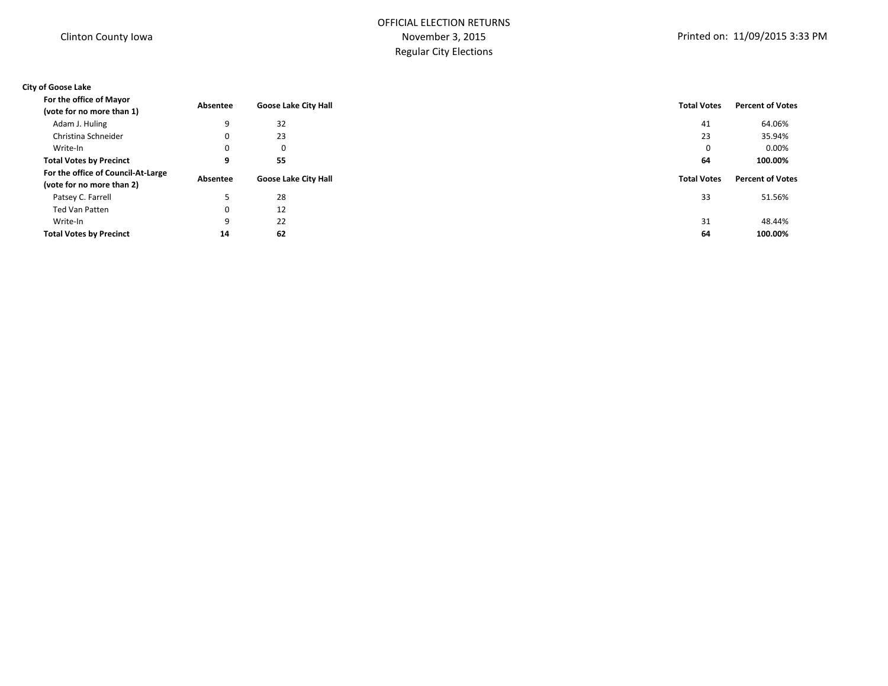Clinton County Iowa

OFFICIAL ELECTION RETURNS
November 3, 2015
Regular City Elections

Printed on: 11/09/2015 3:33 PM

**City of Goose Lake**

| For the office of Mayor (vote for no more than 1) | Absentee | Goose Lake City Hall | Total Votes | Percent of Votes |
|---|---|---|---|---|
| Adam J. Huling | 9 | 32 | 41 | 64.06% |
| Christina Schneider | 0 | 23 | 23 | 35.94% |
| Write-In | 0 | 0 | 0 | 0.00% |
| **Total Votes by Precinct** | **9** | **55** | **64** | **100.00%** |

| For the office of Council-At-Large (vote for no more than 2) | Absentee | Goose Lake City Hall | Total Votes | Percent of Votes |
|---|---|---|---|---|
| Patsey C. Farrell | 5 | 28 | 33 | 51.56% |
| Ted Van Patten | 0 | 12 | | |
| Write-In | 9 | 22 | 31 | 48.44% |
| **Total Votes by Precinct** | **14** | **62** | **64** | **100.00%** |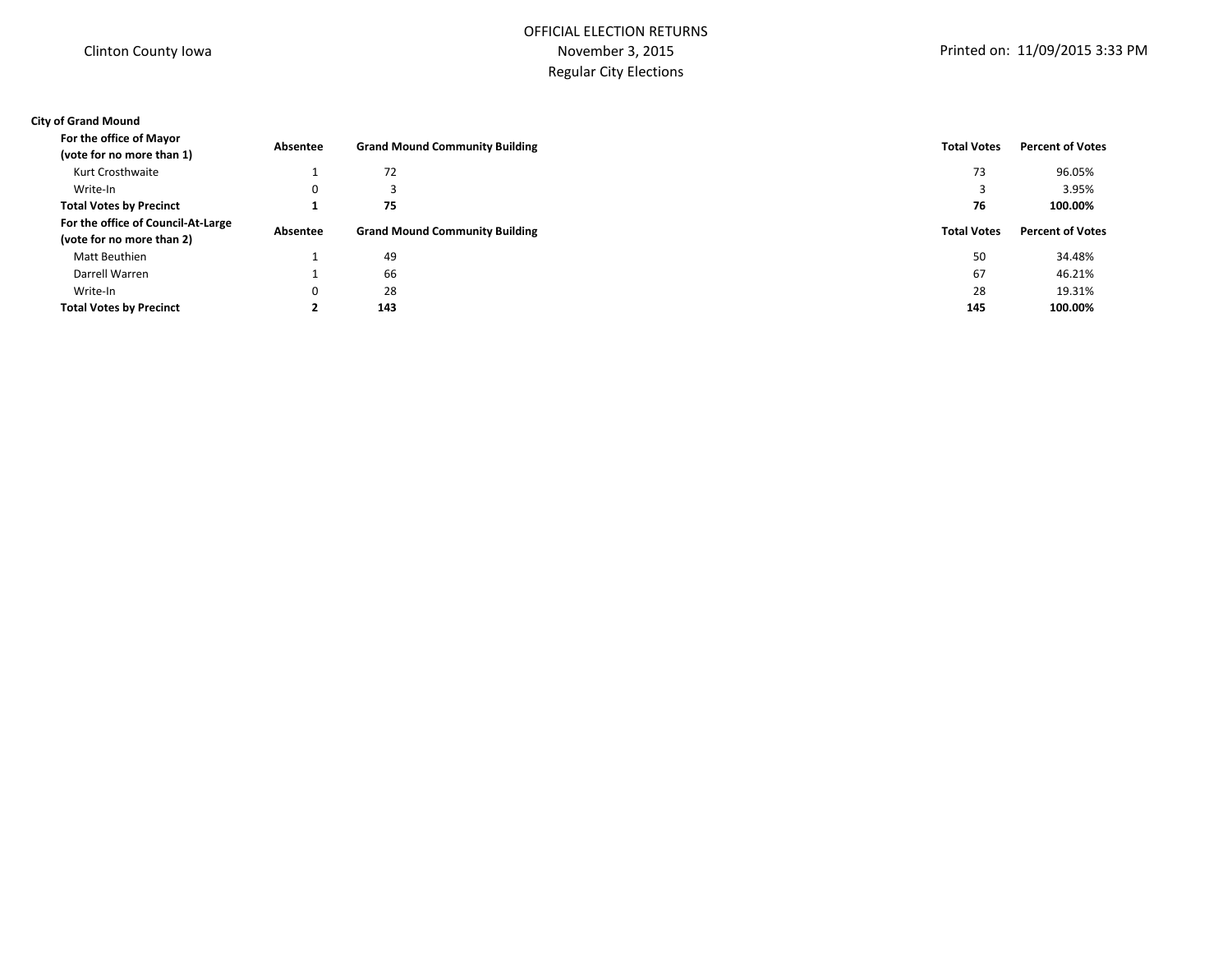Clinton County Iowa

# OFFICIAL ELECTION RETURNS
November 3, 2015
Regular City Elections

Printed on: 11/09/2015 3:33 PM

**City of Grand Mound**

| **For the office of Mayor (vote for no more than 1)** | **Absentee** | **Grand Mound Community Building** | **Total Votes** | **Percent of Votes** |
|---|---|---|---|---|
| Kurt Crosthwaite | 1 | 72 | 73 | 96.05% |
| Write-In | 0 | 3 | 3 | 3.95% |
| **Total Votes by Precinct** | **1** | **75** | **76** | **100.00%** |

| **For the office of Council-At-Large (vote for no more than 2)** | **Absentee** | **Grand Mound Community Building** | **Total Votes** | **Percent of Votes** |
|---|---|---|---|---|
| Matt Beuthien | 1 | 49 | 50 | 34.48% |
| Darrell Warren | 1 | 66 | 67 | 46.21% |
| Write-In | 0 | 28 | 28 | 19.31% |
| **Total Votes by Precinct** | **2** | **143** | **145** | **100.00%** |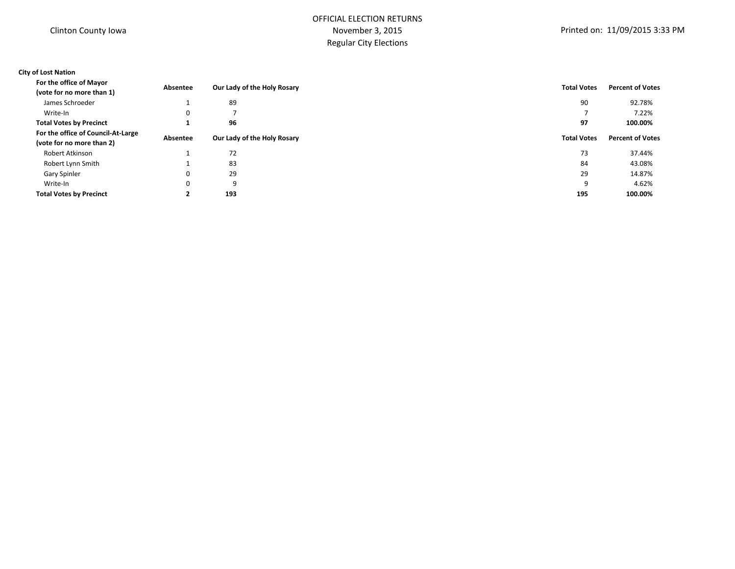Clinton County Iowa

OFFICIAL ELECTION RETURNS
November 3, 2015
Regular City Elections

Printed on: 11/09/2015 3:33 PM

**City of Lost Nation**

| **For the office of Mayor (vote for no more than 1)** | **Absentee** | **Our Lady of the Holy Rosary** | **Total Votes** | **Percent of Votes** |
|---|---|---|---|---|
| James Schroeder | 1 | 89 | 90 | 92.78% |
| Write-In | 0 | 7 | 7 | 7.22% |
| **Total Votes by Precinct** | **1** | **96** | **97** | **100.00%** |

| **For the office of Council-At-Large (vote for no more than 2)** | **Absentee** | **Our Lady of the Holy Rosary** | **Total Votes** | **Percent of Votes** |
|---|---|---|---|---|
| Robert Atkinson | 1 | 72 | 73 | 37.44% |
| Robert Lynn Smith | 1 | 83 | 84 | 43.08% |
| Gary Spinler | 0 | 29 | 29 | 14.87% |
| Write-In | 0 | 9 | 9 | 4.62% |
| **Total Votes by Precinct** | **2** | **193** | **195** | **100.00%** |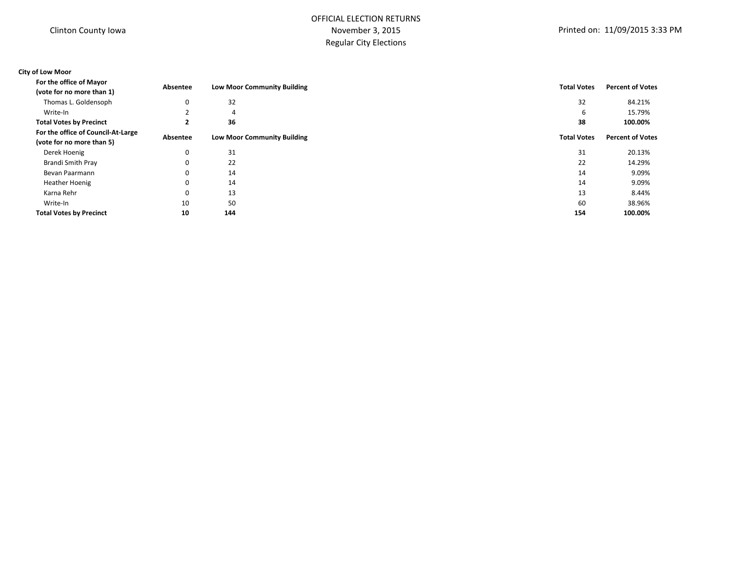Clinton County Iowa

OFFICIAL ELECTION RETURNS
November 3, 2015
Regular City Elections

Printed on: 11/09/2015 3:33 PM

**City of Low Moor**

| For the office of Mayor (vote for no more than 1) | Absentee | Low Moor Community Building | Total Votes | Percent of Votes |
|---|---|---|---|---|
| Thomas L. Goldensoph | 0 | 32 | 32 | 84.21% |
| Write-In | 2 | 4 | 6 | 15.79% |
| **Total Votes by Precinct** | **2** | **36** | **38** | **100.00%** |

| For the office of Council-At-Large (vote for no more than 5) | Absentee | Low Moor Community Building | Total Votes | Percent of Votes |
|---|---|---|---|---|
| Derek Hoenig | 0 | 31 | 31 | 20.13% |
| Brandi Smith Pray | 0 | 22 | 22 | 14.29% |
| Bevan Paarmann | 0 | 14 | 14 | 9.09% |
| Heather Hoenig | 0 | 14 | 14 | 9.09% |
| Karna Rehr | 0 | 13 | 13 | 8.44% |
| Write-In | 10 | 50 | 60 | 38.96% |
| **Total Votes by Precinct** | **10** | **144** | **154** | **100.00%** |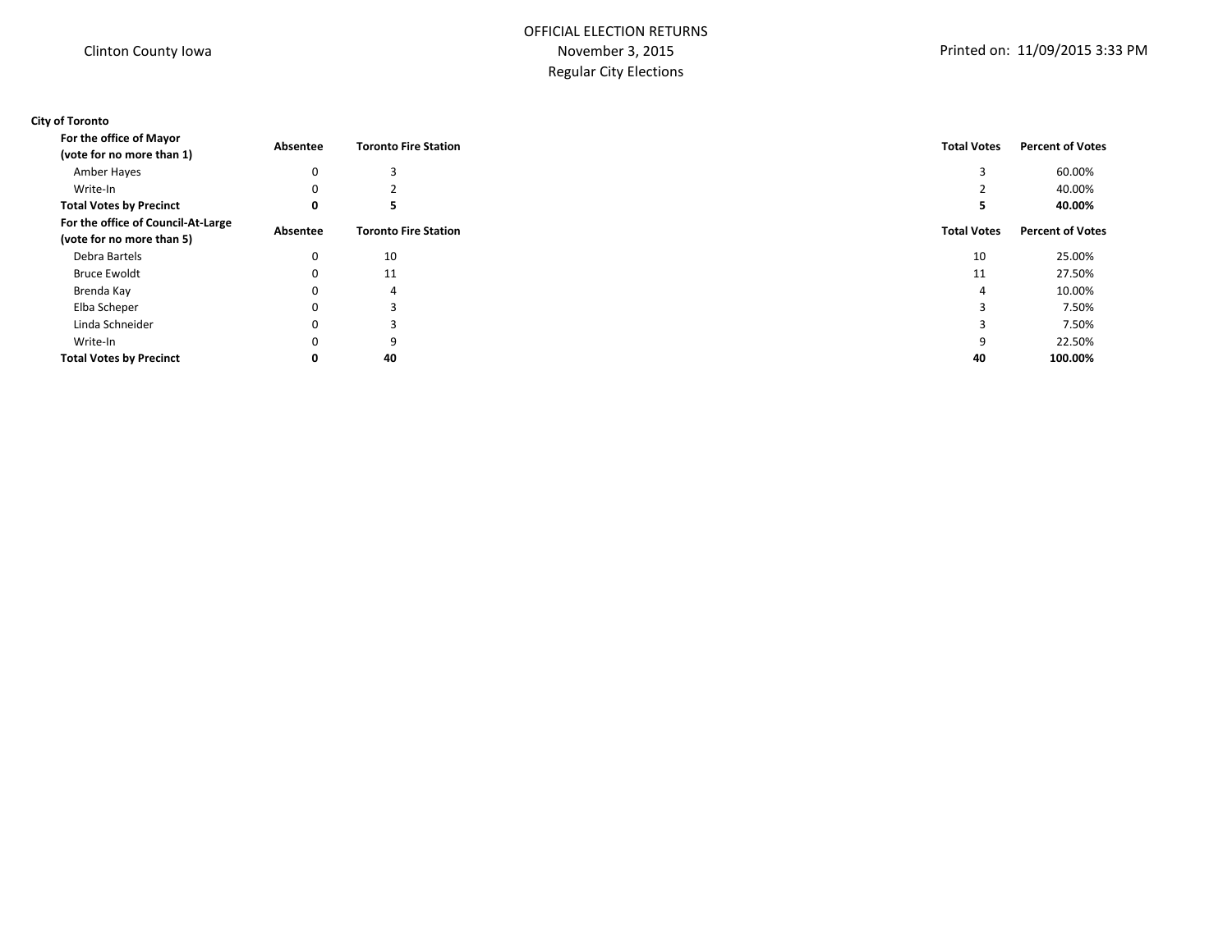Clinton County Iowa

OFFICIAL ELECTION RETURNS
November 3, 2015
Regular City Elections

Printed on: 11/09/2015 3:33 PM

**City of Toronto**

| For the office of Mayor (vote for no more than 1) | Absentee | Toronto Fire Station | Total Votes | Percent of Votes |
|---|---|---|---|---|
| Amber Hayes | 0 | 3 | 3 | 60.00% |
| Write-In | 0 | 2 | 2 | 40.00% |
| **Total Votes by Precinct** | **0** | **5** | **5** | **40.00%** |

| For the office of Council-At-Large (vote for no more than 5) | Absentee | Toronto Fire Station | Total Votes | Percent of Votes |
|---|---|---|---|---|
| Debra Bartels | 0 | 10 | 10 | 25.00% |
| Bruce Ewoldt | 0 | 11 | 11 | 27.50% |
| Brenda Kay | 0 | 4 | 4 | 10.00% |
| Elba Scheper | 0 | 3 | 3 | 7.50% |
| Linda Schneider | 0 | 3 | 3 | 7.50% |
| Write-In | 0 | 9 | 9 | 22.50% |
| **Total Votes by Precinct** | **0** | **40** | **40** | **100.00%** |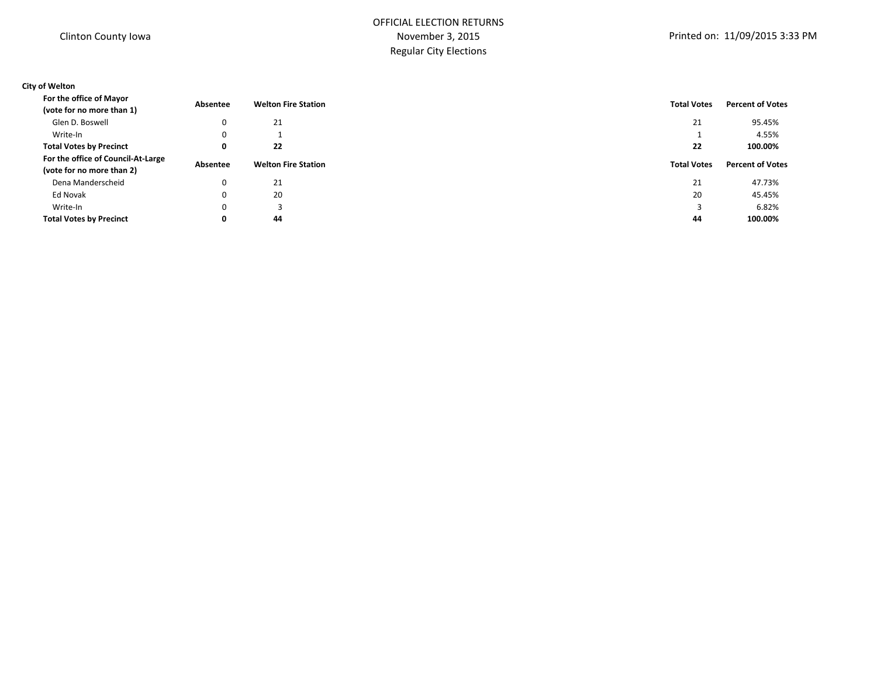Clinton County Iowa

OFFICIAL ELECTION RETURNS
November 3, 2015
Regular City Elections

Printed on: 11/09/2015 3:33 PM

**City of Welton**

| **For the office of Mayor (vote for no more than 1)** | **Absentee** | **Welton Fire Station** | **Total Votes** | **Percent of Votes** |
|---|---|---|---|---|
| Glen D. Boswell | 0 | 21 | 21 | 95.45% |
| Write-In | 0 | 1 | 1 | 4.55% |
| **Total Votes by Precinct** | **0** | **22** | **22** | **100.00%** |

| **For the office of Council-At-Large (vote for no more than 2)** | **Absentee** | **Welton Fire Station** | **Total Votes** | **Percent of Votes** |
|---|---|---|---|---|
| Dena Manderscheid | 0 | 21 | 21 | 47.73% |
| Ed Novak | 0 | 20 | 20 | 45.45% |
| Write-In | 0 | 3 | 3 | 6.82% |
| **Total Votes by Precinct** | **0** | **44** | **44** | **100.00%** |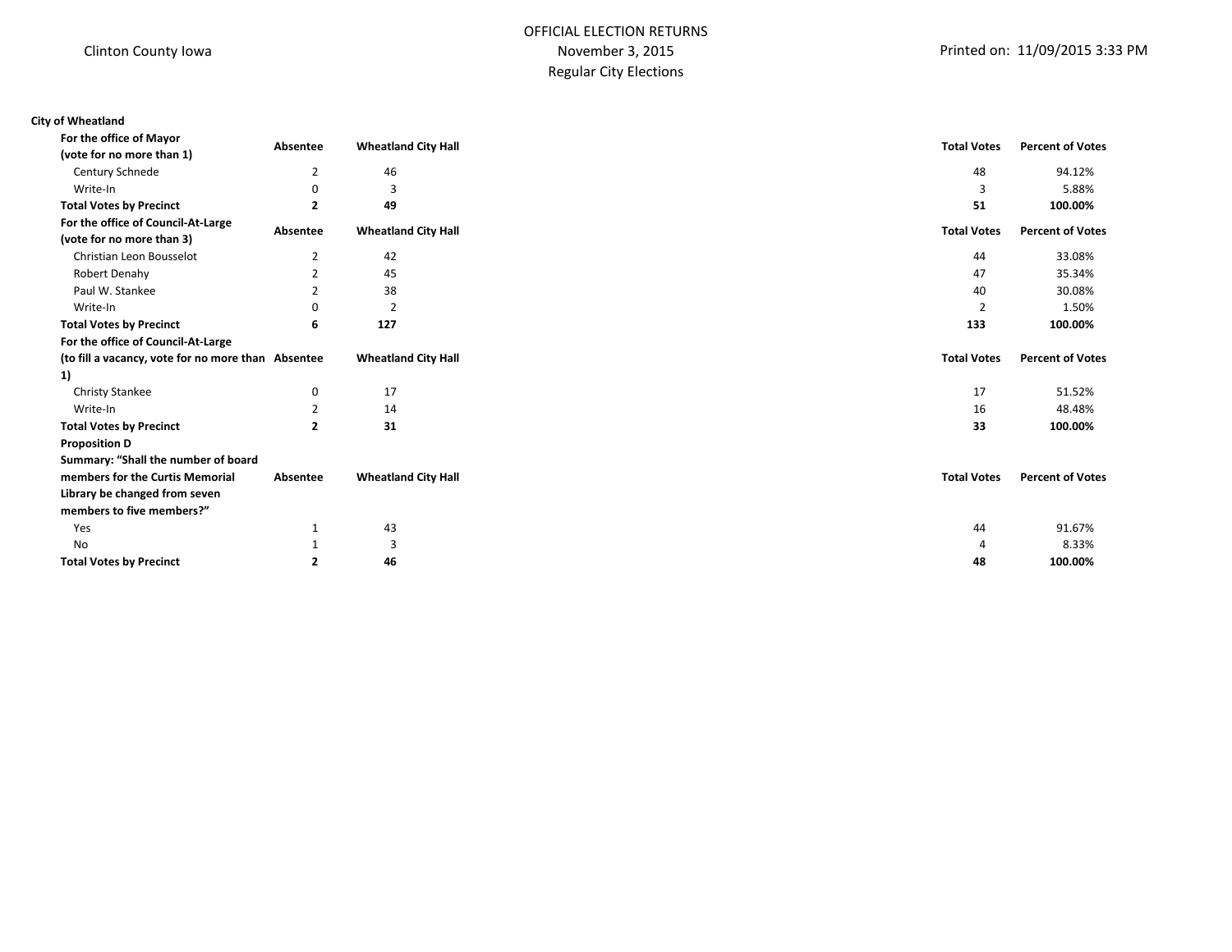Clinton County Iowa

OFFICIAL ELECTION RETURNS
November 3, 2015
Regular City Elections

Printed on: 11/09/2015 3:33 PM

**City of Wheatland**

| For the office of Mayor (vote for no more than 1) | Absentee | Wheatland City Hall | Total Votes | Percent of Votes |
|---|---|---|---|---|
| Century Schnede | 2 | 46 | 48 | 94.12% |
| Write-In | 0 | 3 | 3 | 5.88% |
| **Total Votes by Precinct** | **2** | **49** | **51** | **100.00%** |

| For the office of Council-At-Large (vote for no more than 3) | Absentee | Wheatland City Hall | Total Votes | Percent of Votes |
|---|---|---|---|---|
| Christian Leon Bousselot | 2 | 42 | 44 | 33.08% |
| Robert Denahy | 2 | 45 | 47 | 35.34% |
| Paul W. Stankee | 2 | 38 | 40 | 30.08% |
| Write-In | 0 | 2 | 2 | 1.50% |
| **Total Votes by Precinct** | **6** | **127** | **133** | **100.00%** |

| For the office of Council-At-Large (to fill a vacancy, vote for no more than 1) | Absentee | Wheatland City Hall | Total Votes | Percent of Votes |
|---|---|---|---|---|
| Christy Stankee | 0 | 17 | 17 | 51.52% |
| Write-In | 2 | 14 | 16 | 48.48% |
| **Total Votes by Precinct** | **2** | **31** | **33** | **100.00%** |

| Proposition D Summary: "Shall the number of board members for the Curtis Memorial Library be changed from seven members to five members?" | Absentee | Wheatland City Hall | Total Votes | Percent of Votes |
|---|---|---|---|---|
| Yes | 1 | 43 | 44 | 91.67% |
| No | 1 | 3 | 4 | 8.33% |
| **Total Votes by Precinct** | **2** | **46** | **48** | **100.00%** |